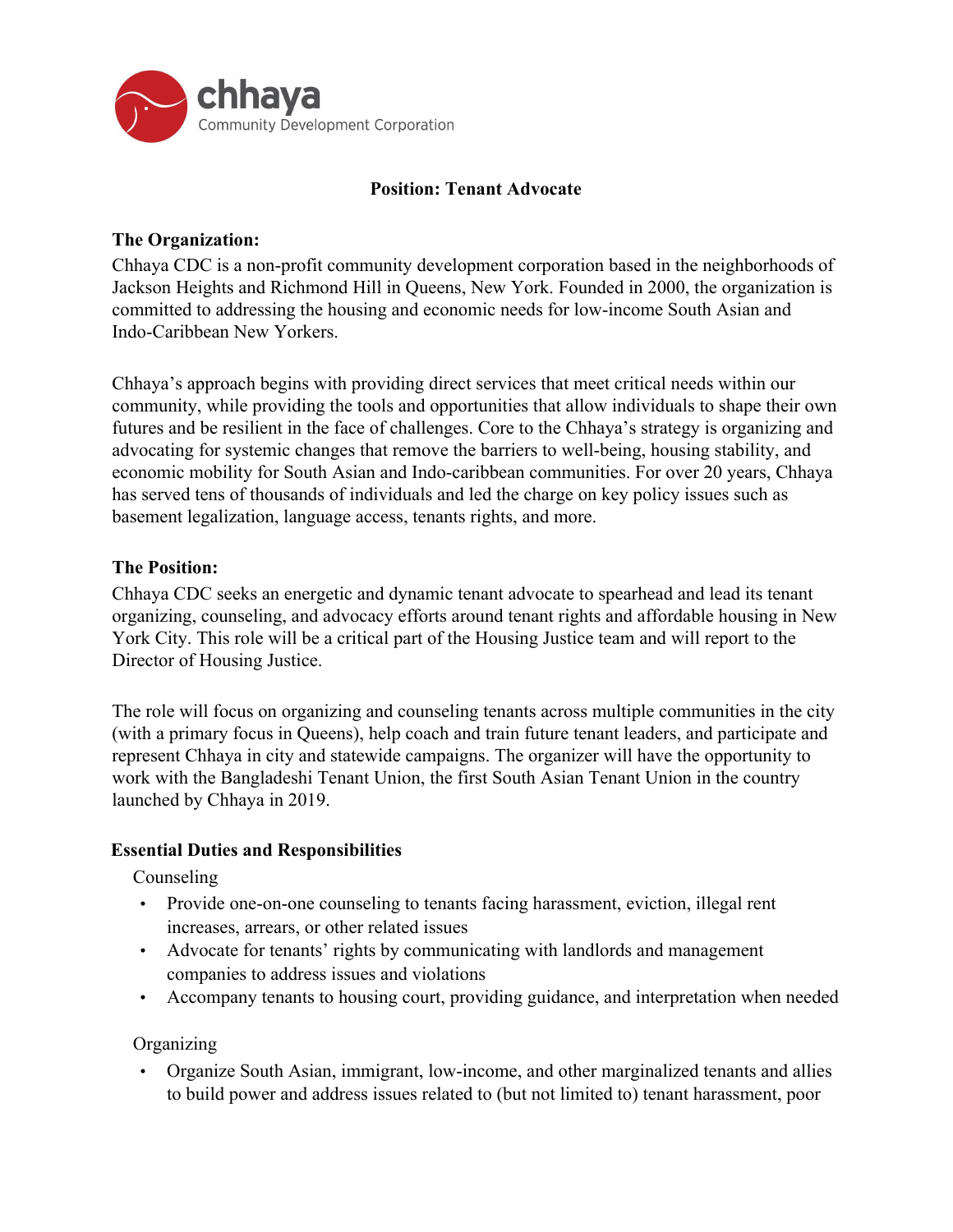chhaya
Community Development Corporation

**Position: Tenant Advocate**

**The Organization:**
Chhaya CDC is a non-profit community development corporation based in the neighborhoods of Jackson Heights and Richmond Hill in Queens, New York. Founded in 2000, the organization is committed to addressing the housing and economic needs for low-income South Asian and Indo-Caribbean New Yorkers.

Chhaya's approach begins with providing direct services that meet critical needs within our community, while providing the tools and opportunities that allow individuals to shape their own futures and be resilient in the face of challenges. Core to the Chhaya's strategy is organizing and advocating for systemic changes that remove the barriers to well-being, housing stability, and economic mobility for South Asian and Indo-caribbean communities. For over 20 years, Chhaya has served tens of thousands of individuals and led the charge on key policy issues such as basement legalization, language access, tenants rights, and more.

**The Position:**
Chhaya CDC seeks an energetic and dynamic tenant advocate to spearhead and lead its tenant organizing, counseling, and advocacy efforts around tenant rights and affordable housing in New York City. This role will be a critical part of the Housing Justice team and will report to the Director of Housing Justice.

The role will focus on organizing and counseling tenants across multiple communities in the city (with a primary focus in Queens), help coach and train future tenant leaders, and participate and represent Chhaya in city and statewide campaigns. The organizer will have the opportunity to work with the Bangladeshi Tenant Union, the first South Asian Tenant Union in the country launched by Chhaya in 2019.

**Essential Duties and Responsibilities**

Counseling

- Provide one-on-one counseling to tenants facing harassment, eviction, illegal rent increases, arrears, or other related issues
- Advocate for tenants' rights by communicating with landlords and management companies to address issues and violations
- Accompany tenants to housing court, providing guidance, and interpretation when needed

Organizing

- Organize South Asian, immigrant, low-income, and other marginalized tenants and allies to build power and address issues related to (but not limited to) tenant harassment, poor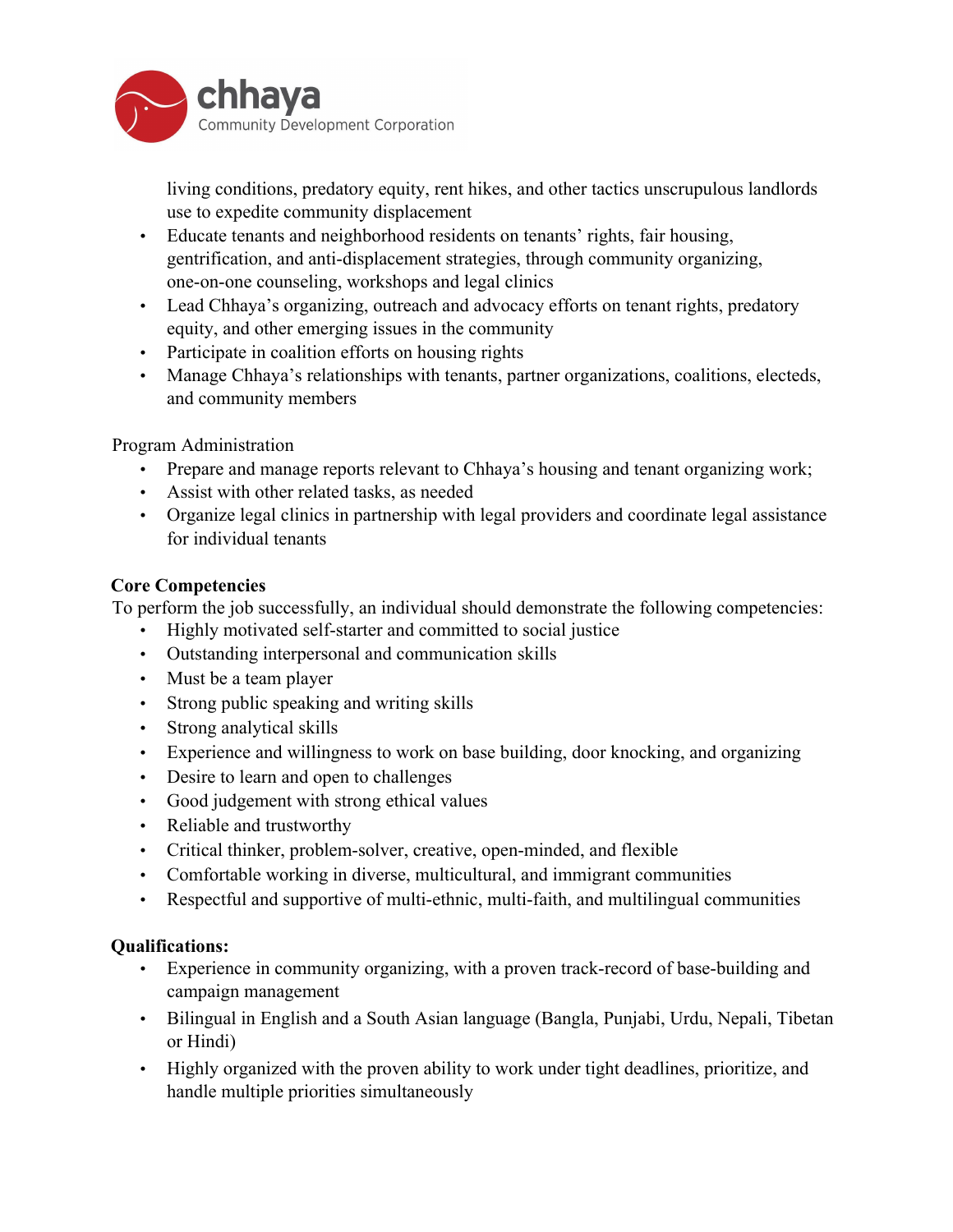living conditions, predatory equity, rent hikes, and other tactics unscrupulous landlords use to expedite community displacement

- Educate tenants and neighborhood residents on tenants' rights, fair housing, gentrification, and anti-displacement strategies, through community organizing, one-on-one counseling, workshops and legal clinics
- Lead Chhaya's organizing, outreach and advocacy efforts on tenant rights, predatory equity, and other emerging issues in the community
- Participate in coalition efforts on housing rights
- Manage Chhaya's relationships with tenants, partner organizations, coalitions, electeds, and community members

Program Administration

- Prepare and manage reports relevant to Chhaya's housing and tenant organizing work;
- Assist with other related tasks, as needed
- Organize legal clinics in partnership with legal providers and coordinate legal assistance for individual tenants

**Core Competencies**

To perform the job successfully, an individual should demonstrate the following competencies:

- Highly motivated self-starter and committed to social justice
- Outstanding interpersonal and communication skills
- Must be a team player
- Strong public speaking and writing skills
- Strong analytical skills
- Experience and willingness to work on base building, door knocking, and organizing
- Desire to learn and open to challenges
- Good judgement with strong ethical values
- Reliable and trustworthy
- Critical thinker, problem-solver, creative, open-minded, and flexible
- Comfortable working in diverse, multicultural, and immigrant communities
- Respectful and supportive of multi-ethnic, multi-faith, and multilingual communities

**Qualifications:**

- Experience in community organizing, with a proven track-record of base-building and campaign management
- Bilingual in English and a South Asian language (Bangla, Punjabi, Urdu, Nepali, Tibetan or Hindi)
- Highly organized with the proven ability to work under tight deadlines, prioritize, and handle multiple priorities simultaneously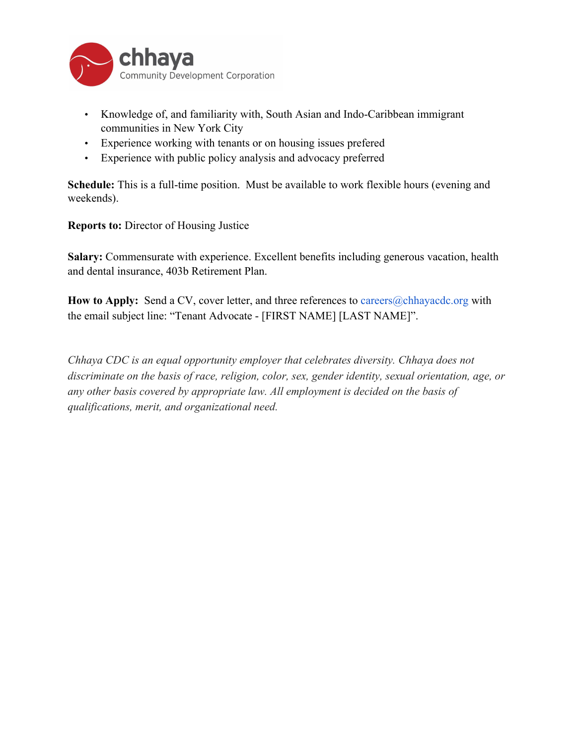- Knowledge of, and familiarity with, South Asian and Indo-Caribbean immigrant communities in New York City
- Experience working with tenants or on housing issues prefered
- Experience with public policy analysis and advocacy preferred

**Schedule:** This is a full-time position. Must be available to work flexible hours (evening and weekends).

**Reports to:** Director of Housing Justice

**Salary:** Commensurate with experience. Excellent benefits including generous vacation, health and dental insurance, 403b Retirement Plan.

**How to Apply:** Send a CV, cover letter, and three references to careers@chhayacdc.org with the email subject line: "Tenant Advocate - [FIRST NAME] [LAST NAME]".

*Chhaya CDC is an equal opportunity employer that celebrates diversity. Chhaya does not discriminate on the basis of race, religion, color, sex, gender identity, sexual orientation, age, or any other basis covered by appropriate law. All employment is decided on the basis of qualifications, merit, and organizational need.*